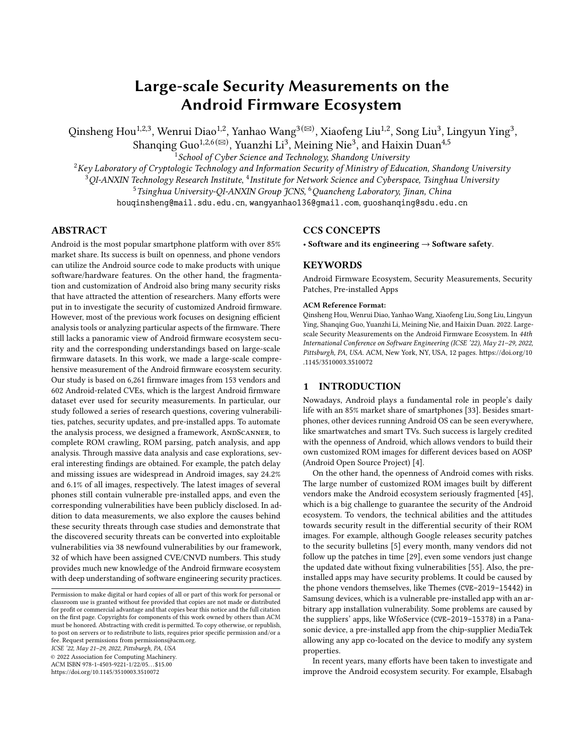# Large-scale Security Measurements on the Android Firmware Ecosystem

Qinsheng Hou[1,2,3], Wenrui Diao[1,2], Yanhao Wang[3(✉)], Xiaofeng Liu[1,2], Song Liu[3], Lingyun Ying[3], Shanqing Guo[1,2,6(✉)], Yuanzhi Li[3], Meining Nie[3], and Haixin Duan[4,5]

[1] *School of Cyber Science and Technology, Shandong University*
[2] *Key Laboratory of Cryptologic Technology and Information Security of Ministry of Education, Shandong University*
[3] *QI-ANXIN Technology Research Institute*, [4] *Institute for Network Science and Cyberspace, Tsinghua University*
[5] *Tsinghua University-QI-ANXIN Group JCNS*, [6] *Quancheng Laboratory, Jinan, China*
houqinsheng@mail.sdu.edu.cn, wangyanhao136@gmail.com, guoshanqing@sdu.edu.cn

## ABSTRACT

Android is the most popular smartphone platform with over 85% market share. Its success is built on openness, and phone vendors can utilize the Android source code to make products with unique software/hardware features. On the other hand, the fragmentation and customization of Android also bring many security risks that have attracted the attention of researchers. Many efforts were put in to investigate the security of customized Android firmware. However, most of the previous work focuses on designing efficient analysis tools or analyzing particular aspects of the firmware. There still lacks a panoramic view of Android firmware ecosystem security and the corresponding understandings based on large-scale firmware datasets. In this work, we made a large-scale comprehensive measurement of the Android firmware ecosystem security. Our study is based on 6,261 firmware images from 153 vendors and 602 Android-related CVEs, which is the largest Android firmware dataset ever used for security measurements. In particular, our study followed a series of research questions, covering vulnerabilities, patches, security updates, and pre-installed apps. To automate the analysis process, we designed a framework, AndScanner, to complete ROM crawling, ROM parsing, patch analysis, and app analysis. Through massive data analysis and case explorations, several interesting findings are obtained. For example, the patch delay and missing issues are widespread in Android images, say 24.2% and 6.1% of all images, respectively. The latest images of several phones still contain vulnerable pre-installed apps, and even the corresponding vulnerabilities have been publicly disclosed. In addition to data measurements, we also explore the causes behind these security threats through case studies and demonstrate that the discovered security threats can be converted into exploitable vulnerabilities via 38 newfound vulnerabilities by our framework, 32 of which have been assigned CVE/CNVD numbers. This study provides much new knowledge of the Android firmware ecosystem with deep understanding of software engineering security practices.

## CCS CONCEPTS

• **Software and its engineering → Software safety**.

## KEYWORDS

Android Firmware Ecosystem, Security Measurements, Security Patches, Pre-installed Apps

**ACM Reference Format:**
Qinsheng Hou, Wenrui Diao, Yanhao Wang, Xiaofeng Liu, Song Liu, Lingyun Ying, Shanqing Guo, Yuanzhi Li, Meining Nie, and Haixin Duan. 2022. Large-scale Security Measurements on the Android Firmware Ecosystem. In *44th International Conference on Software Engineering (ICSE '22), May 21–29, 2022, Pittsburgh, PA, USA.* ACM, New York, NY, USA, 12 pages. https://doi.org/10.1145/3510003.3510072

Permission to make digital or hard copies of all or part of this work for personal or classroom use is granted without fee provided that copies are not made or distributed for profit or commercial advantage and that copies bear this notice and the full citation on the first page. Copyrights for components of this work owned by others than ACM must be honored. Abstracting with credit is permitted. To copy otherwise, or republish, to post on servers or to redistribute to lists, requires prior specific permission and/or a fee. Request permissions from permissions@acm.org.
*ICSE '22, May 21–29, 2022, Pittsburgh, PA, USA*
© 2022 Association for Computing Machinery.
ACM ISBN 978-1-4503-9221-1/22/05…$15.00
https://doi.org/10.1145/3510003.3510072

## 1 INTRODUCTION

Nowadays, Android plays a fundamental role in people's daily life with an 85% market share of smartphones [33]. Besides smartphones, other devices running Android OS can be seen everywhere, like smartwatches and smart TVs. Such success is largely credited with the openness of Android, which allows vendors to build their own customized ROM images for different devices based on AOSP (Android Open Source Project) [4].

On the other hand, the openness of Android comes with risks. The large number of customized ROM images built by different vendors make the Android ecosystem seriously fragmented [45], which is a big challenge to guarantee the security of the Android ecosystem. To vendors, the technical abilities and the attitudes towards security result in the differential security of their ROM images. For example, although Google releases security patches to the security bulletins [5] every month, many vendors did not follow up the patches in time [29], even some vendors just change the updated date without fixing vulnerabilities [55]. Also, the pre-installed apps may have security problems. It could be caused by the phone vendors themselves, like Themes (`CVE-2019-15442`) in Samsung devices, which is a vulnerable pre-installed app with an arbitrary app installation vulnerability. Some problems are caused by the suppliers' apps, like WfoService (`CVE-2019-15378`) in a Panasonic device, a pre-installed app from the chip-supplier MediaTek allowing any app co-located on the device to modify any system properties.

In recent years, many efforts have been taken to investigate and improve the Android ecosystem security. For example, Elsabagh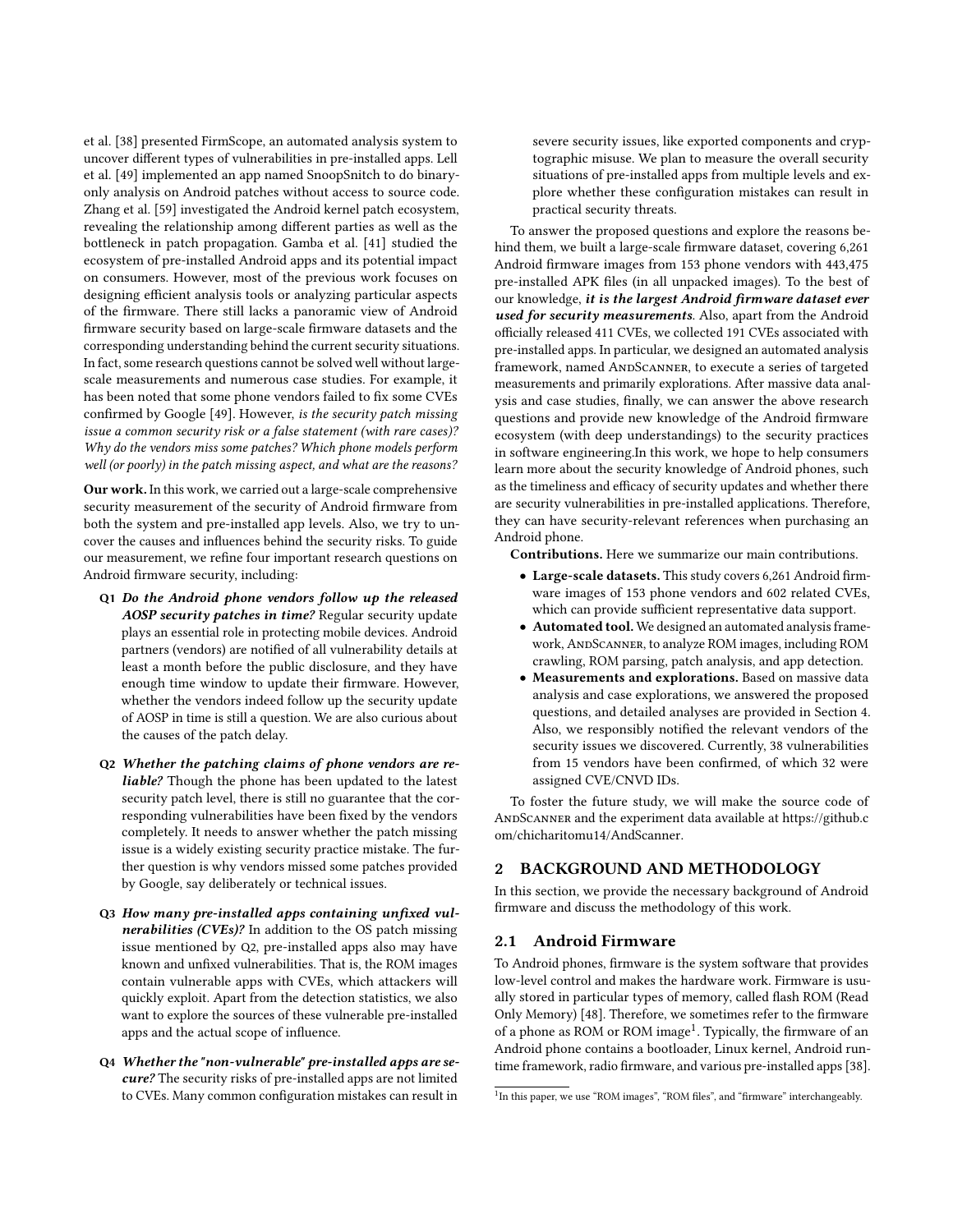et al. [38] presented FirmScope, an automated analysis system to uncover different types of vulnerabilities in pre-installed apps. Lell et al. [49] implemented an app named SnoopSnitch to do binary-only analysis on Android patches without access to source code. Zhang et al. [59] investigated the Android kernel patch ecosystem, revealing the relationship among different parties as well as the bottleneck in patch propagation. Gamba et al. [41] studied the ecosystem of pre-installed Android apps and its potential impact on consumers. However, most of the previous work focuses on designing efficient analysis tools or analyzing particular aspects of the firmware. There still lacks a panoramic view of Android firmware security based on large-scale firmware datasets and the corresponding understanding behind the current security situations. In fact, some research questions cannot be solved well without large-scale measurements and numerous case studies. For example, it has been noted that some phone vendors failed to fix some CVEs confirmed by Google [49]. However, *is the security patch missing issue a common security risk or a false statement (with rare cases)? Why do the vendors miss some patches? Which phone models perform well (or poorly) in the patch missing aspect, and what are the reasons?*

**Our work.** In this work, we carried out a large-scale comprehensive security measurement of the security of Android firmware from both the system and pre-installed app levels. Also, we try to uncover the causes and influences behind the security risks. To guide our measurement, we refine four important research questions on Android firmware security, including:

- **Q1** ***Do the Android phone vendors follow up the released AOSP security patches in time?*** Regular security update plays an essential role in protecting mobile devices. Android partners (vendors) are notified of all vulnerability details at least a month before the public disclosure, and they have enough time window to update their firmware. However, whether the vendors indeed follow up the security update of AOSP in time is still a question. We are also curious about the causes of the patch delay.
- **Q2** ***Whether the patching claims of phone vendors are reliable?*** Though the phone has been updated to the latest security patch level, there is still no guarantee that the corresponding vulnerabilities have been fixed by the vendors completely. It needs to answer whether the patch missing issue is a widely existing security practice mistake. The further question is why vendors missed some patches provided by Google, say deliberately or technical issues.
- **Q3** ***How many pre-installed apps containing unfixed vulnerabilities (CVEs)?*** In addition to the OS patch missing issue mentioned by Q2, pre-installed apps also may have known and unfixed vulnerabilities. That is, the ROM images contain vulnerable apps with CVEs, which attackers will quickly exploit. Apart from the detection statistics, we also want to explore the sources of these vulnerable pre-installed apps and the actual scope of influence.
- **Q4** ***Whether the "non-vulnerable" pre-installed apps are secure?*** The security risks of pre-installed apps are not limited to CVEs. Many common configuration mistakes can result in severe security issues, like exported components and cryptographic misuse. We plan to measure the overall security situations of pre-installed apps from multiple levels and explore whether these configuration mistakes can result in practical security threats.

To answer the proposed questions and explore the reasons behind them, we built a large-scale firmware dataset, covering 6,261 Android firmware images from 153 phone vendors with 443,475 pre-installed APK files (in all unpacked images). To the best of our knowledge, ***it is the largest Android firmware dataset ever used for security measurements***. Also, apart from the Android officially released 411 CVEs, we collected 191 CVEs associated with pre-installed apps. In particular, we designed an automated analysis framework, named AndScanner, to execute a series of targeted measurements and primarily explorations. After massive data analysis and case studies, finally, we can answer the above research questions and provide new knowledge of the Android firmware ecosystem (with deep understandings) to the security practices in software engineering.In this work, we hope to help consumers learn more about the security knowledge of Android phones, such as the timeliness and efficacy of security updates and whether there are security vulnerabilities in pre-installed applications. Therefore, they can have security-relevant references when purchasing an Android phone.

**Contributions.** Here we summarize our main contributions.

- **Large-scale datasets.** This study covers 6,261 Android firmware images of 153 phone vendors and 602 related CVEs, which can provide sufficient representative data support.
- **Automated tool.** We designed an automated analysis framework, AndScanner, to analyze ROM images, including ROM crawling, ROM parsing, patch analysis, and app detection.
- **Measurements and explorations.** Based on massive data analysis and case explorations, we answered the proposed questions, and detailed analyses are provided in Section 4. Also, we responsibly notified the relevant vendors of the security issues we discovered. Currently, 38 vulnerabilities from 15 vendors have been confirmed, of which 32 were assigned CVE/CNVD IDs.

To foster the future study, we will make the source code of AndScanner and the experiment data available at https://github.com/chicharitomu14/AndScanner.

## 2 BACKGROUND AND METHODOLOGY

In this section, we provide the necessary background of Android firmware and discuss the methodology of this work.

### 2.1 Android Firmware

To Android phones, firmware is the system software that provides low-level control and makes the hardware work. Firmware is usually stored in particular types of memory, called flash ROM (Read Only Memory) [48]. Therefore, we sometimes refer to the firmware of a phone as ROM or ROM image[1]. Typically, the firmware of an Android phone contains a bootloader, Linux kernel, Android runtime framework, radio firmware, and various pre-installed apps [38].

[1] In this paper, we use "ROM images", "ROM files", and "firmware" interchangeably.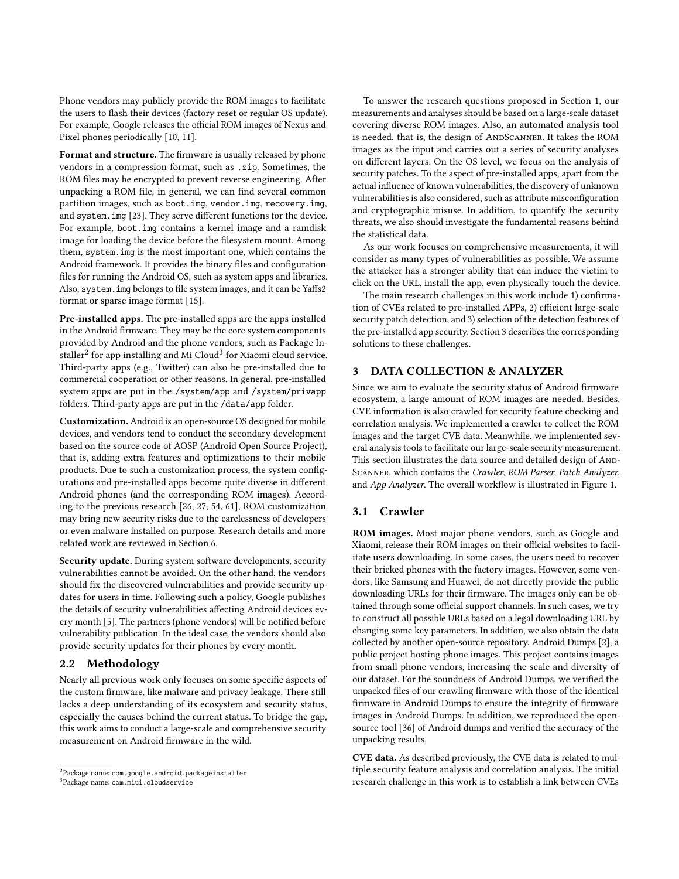Phone vendors may publicly provide the ROM images to facilitate the users to flash their devices (factory reset or regular OS update). For example, Google releases the official ROM images of Nexus and Pixel phones periodically [10, 11].

**Format and structure.** The firmware is usually released by phone vendors in a compression format, such as `.zip`. Sometimes, the ROM files may be encrypted to prevent reverse engineering. After unpacking a ROM file, in general, we can find several common partition images, such as `boot.img`, `vendor.img`, `recovery.img`, and `system.img` [23]. They serve different functions for the device. For example, `boot.img` contains a kernel image and a ramdisk image for loading the device before the filesystem mount. Among them, `system.img` is the most important one, which contains the Android framework. It provides the binary files and configuration files for running the Android OS, such as system apps and libraries. Also, `system.img` belongs to file system images, and it can be Yaffs2 format or sparse image format [15].

**Pre-installed apps.** The pre-installed apps are the apps installed in the Android firmware. They may be the core system components provided by Android and the phone vendors, such as Package Installer[2] for app installing and Mi Cloud[3] for Xiaomi cloud service. Third-party apps (e.g., Twitter) can also be pre-installed due to commercial cooperation or other reasons. In general, pre-installed system apps are put in the `/system/app` and `/system/privapp` folders. Third-party apps are put in the `/data/app` folder.

**Customization.** Android is an open-source OS designed for mobile devices, and vendors tend to conduct the secondary development based on the source code of AOSP (Android Open Source Project), that is, adding extra features and optimizations to their mobile products. Due to such a customization process, the system configurations and pre-installed apps become quite diverse in different Android phones (and the corresponding ROM images). According to the previous research [26, 27, 54, 61], ROM customization may bring new security risks due to the carelessness of developers or even malware installed on purpose. Research details and more related work are reviewed in Section 6.

**Security update.** During system software developments, security vulnerabilities cannot be avoided. On the other hand, the vendors should fix the discovered vulnerabilities and provide security updates for users in time. Following such a policy, Google publishes the details of security vulnerabilities affecting Android devices every month [5]. The partners (phone vendors) will be notified before vulnerability publication. In the ideal case, the vendors should also provide security updates for their phones by every month.

## 2.2 Methodology

Nearly all previous work only focuses on some specific aspects of the custom firmware, like malware and privacy leakage. There still lacks a deep understanding of its ecosystem and security status, especially the causes behind the current status. To bridge the gap, this work aims to conduct a large-scale and comprehensive security measurement on Android firmware in the wild.

[2] Package name: `com.google.android.packageinstaller`

[3] Package name: `com.miui.cloudservice`

To answer the research questions proposed in Section 1, our measurements and analyses should be based on a large-scale dataset covering diverse ROM images. Also, an automated analysis tool is needed, that is, the design of AndScanner. It takes the ROM images as the input and carries out a series of security analyses on different layers. On the OS level, we focus on the analysis of security patches. To the aspect of pre-installed apps, apart from the actual influence of known vulnerabilities, the discovery of unknown vulnerabilities is also considered, such as attribute misconfiguration and cryptographic misuse. In addition, to quantify the security threats, we also should investigate the fundamental reasons behind the statistical data.

As our work focuses on comprehensive measurements, it will consider as many types of vulnerabilities as possible. We assume the attacker has a stronger ability that can induce the victim to click on the URL, install the app, even physically touch the device.

The main research challenges in this work include 1) confirmation of CVEs related to pre-installed APPs, 2) efficient large-scale security patch detection, and 3) selection of the detection features of the pre-installed app security. Section 3 describes the corresponding solutions to these challenges.

# 3 DATA COLLECTION & ANALYZER

Since we aim to evaluate the security status of Android firmware ecosystem, a large amount of ROM images are needed. Besides, CVE information is also crawled for security feature checking and correlation analysis. We implemented a crawler to collect the ROM images and the target CVE data. Meanwhile, we implemented several analysis tools to facilitate our large-scale security measurement. This section illustrates the data source and detailed design of AndScanner, which contains the *Crawler, ROM Parser, Patch Analyzer*, and *App Analyzer*. The overall workflow is illustrated in Figure 1.

## 3.1 Crawler

**ROM images.** Most major phone vendors, such as Google and Xiaomi, release their ROM images on their official websites to facilitate users downloading. In some cases, the users need to recover their bricked phones with the factory images. However, some vendors, like Samsung and Huawei, do not directly provide the public downloading URLs for their firmware. The images only can be obtained through some official support channels. In such cases, we try to construct all possible URLs based on a legal downloading URL by changing some key parameters. In addition, we also obtain the data collected by another open-source repository, Android Dumps [2], a public project hosting phone images. This project contains images from small phone vendors, increasing the scale and diversity of our dataset. For the soundness of Android Dumps, we verified the unpacked files of our crawling firmware with those of the identical firmware in Android Dumps to ensure the integrity of firmware images in Android Dumps. In addition, we reproduced the open-source tool [36] of Android dumps and verified the accuracy of the unpacking results.

**CVE data.** As described previously, the CVE data is related to multiple security feature analysis and correlation analysis. The initial research challenge in this work is to establish a link between CVEs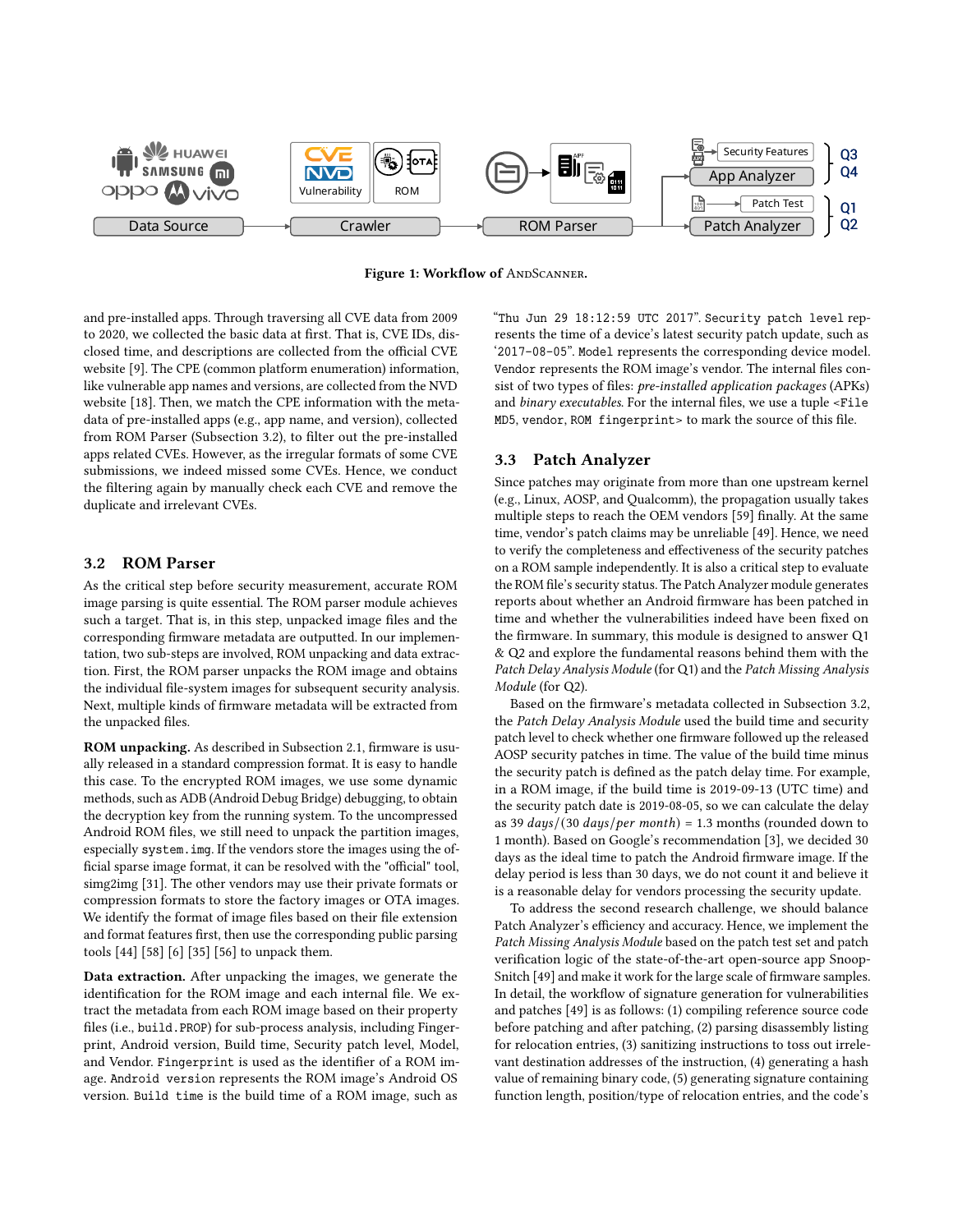Figure 1: Workflow of AndScanner.

and pre-installed apps. Through traversing all CVE data from 2009 to 2020, we collected the basic data at first. That is, CVE IDs, disclosed time, and descriptions are collected from the official CVE website [9]. The CPE (common platform enumeration) information, like vulnerable app names and versions, are collected from the NVD website [18]. Then, we match the CPE information with the metadata of pre-installed apps (e.g., app name, and version), collected from ROM Parser (Subsection 3.2), to filter out the pre-installed apps related CVEs. However, as the irregular formats of some CVE submissions, we indeed missed some CVEs. Hence, we conduct the filtering again by manually check each CVE and remove the duplicate and irrelevant CVEs.

## 3.2 ROM Parser

As the critical step before security measurement, accurate ROM image parsing is quite essential. The ROM parser module achieves such a target. That is, in this step, unpacked image files and the corresponding firmware metadata are outputted. In our implementation, two sub-steps are involved, ROM unpacking and data extraction. First, the ROM parser unpacks the ROM image and obtains the individual file-system images for subsequent security analysis. Next, multiple kinds of firmware metadata will be extracted from the unpacked files.

**ROM unpacking.** As described in Subsection 2.1, firmware is usually released in a standard compression format. It is easy to handle this case. To the encrypted ROM images, we use some dynamic methods, such as ADB (Android Debug Bridge) debugging, to obtain the decryption key from the running system. To the uncompressed Android ROM files, we still need to unpack the partition images, especially `system.img`. If the vendors store the images using the official sparse image format, it can be resolved with the "official" tool, simg2img [31]. The other vendors may use their private formats or compression formats to store the factory images or OTA images. We identify the format of image files based on their file extension and format features first, then use the corresponding public parsing tools [44] [58] [6] [35] [56] to unpack them.

**Data extraction.** After unpacking the images, we generate the identification for the ROM image and each internal file. We extract the metadata from each ROM image based on their property files (i.e., `build.PROP`) for sub-process analysis, including Fingerprint, Android version, Build time, Security patch level, Model, and Vendor. `Fingerprint` is used as the identifier of a ROM image. `Android version` represents the ROM image's Android OS version. `Build time` is the build time of a ROM image, such as "Thu Jun 29 18:12:59 UTC 2017". `Security patch level` represents the time of a device's latest security patch update, such as '2017-08-05". `Model` represents the corresponding device model. `Vendor` represents the ROM image's vendor. The internal files consist of two types of files: *pre-installed application packages* (APKs) and *binary executables*. For the internal files, we use a tuple `<File MD5, vendor, ROM fingerprint>` to mark the source of this file.

## 3.3 Patch Analyzer

Since patches may originate from more than one upstream kernel (e.g., Linux, AOSP, and Qualcomm), the propagation usually takes multiple steps to reach the OEM vendors [59] finally. At the same time, vendor's patch claims may be unreliable [49]. Hence, we need to verify the completeness and effectiveness of the security patches on a ROM sample independently. It is also a critical step to evaluate the ROM file's security status. The Patch Analyzer module generates reports about whether an Android firmware has been patched in time and whether the vulnerabilities indeed have been fixed on the firmware. In summary, this module is designed to answer Q1 & Q2 and explore the fundamental reasons behind them with the *Patch Delay Analysis Module* (for Q1) and the *Patch Missing Analysis Module* (for Q2).

Based on the firmware's metadata collected in Subsection 3.2, the *Patch Delay Analysis Module* used the build time and security patch level to check whether one firmware followed up the released AOSP security patches in time. The value of the build time minus the security patch is defined as the patch delay time. For example, in a ROM image, if the build time is 2019-09-13 (UTC time) and the security patch date is 2019-08-05, so we can calculate the delay as 39 $days/(30\ days/per\ month) = 1.3$ months (rounded down to 1 month). Based on Google's recommendation [3], we decided 30 days as the ideal time to patch the Android firmware image. If the delay period is less than 30 days, we do not count it and believe it is a reasonable delay for vendors processing the security update.

To address the second research challenge, we should balance Patch Analyzer's efficiency and accuracy. Hence, we implement the *Patch Missing Analysis Module* based on the patch test set and patch verification logic of the state-of-the-art open-source app SnoopSnitch [49] and make it work for the large scale of firmware samples. In detail, the workflow of signature generation for vulnerabilities and patches [49] is as follows: (1) compiling reference source code before patching and after patching, (2) parsing disassembly listing for relocation entries, (3) sanitizing instructions to toss out irrelevant destination addresses of the instruction, (4) generating a hash value of remaining binary code, (5) generating signature containing function length, position/type of relocation entries, and the code's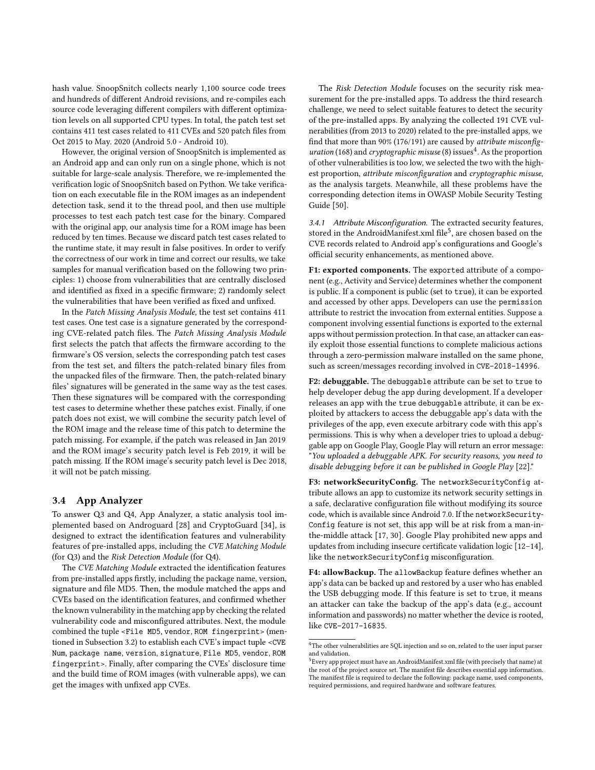hash value. SnoopSnitch collects nearly 1,100 source code trees and hundreds of different Android revisions, and re-compiles each source code leveraging different compilers with different optimization levels on all supported CPU types. In total, the patch test set contains 411 test cases related to 411 CVEs and 520 patch files from Oct 2015 to May. 2020 (Android 5.0 - Android 10).

However, the original version of SnoopSnitch is implemented as an Android app and can only run on a single phone, which is not suitable for large-scale analysis. Therefore, we re-implemented the verification logic of SnoopSnitch based on Python. We take verification on each executable file in the ROM images as an independent detection task, send it to the thread pool, and then use multiple processes to test each patch test case for the binary. Compared with the original app, our analysis time for a ROM image has been reduced by ten times. Because we discard patch test cases related to the runtime state, it may result in false positives. In order to verify the correctness of our work in time and correct our results, we take samples for manual verification based on the following two principles: 1) choose from vulnerabilities that are centrally disclosed and identified as fixed in a specific firmware; 2) randomly select the vulnerabilities that have been verified as fixed and unfixed.

In the *Patch Missing Analysis Module*, the test set contains 411 test cases. One test case is a signature generated by the corresponding CVE-related patch files. The *Patch Missing Analysis Module* first selects the patch that affects the firmware according to the firmware's OS version, selects the corresponding patch test cases from the test set, and filters the patch-related binary files from the unpacked files of the firmware. Then, the patch-related binary files' signatures will be generated in the same way as the test cases. Then these signatures will be compared with the corresponding test cases to determine whether these patches exist. Finally, if one patch does not exist, we will combine the security patch level of the ROM image and the release time of this patch to determine the patch missing. For example, if the patch was released in Jan 2019 and the ROM image's security patch level is Feb 2019, it will be patch missing. If the ROM image's security patch level is Dec 2018, it will not be patch missing.

### 3.4 App Analyzer

To answer Q3 and Q4, App Analyzer, a static analysis tool implemented based on Androguard [28] and CryptoGuard [34], is designed to extract the identification features and vulnerability features of pre-installed apps, including the *CVE Matching Module* (for Q3) and the *Risk Detection Module* (for Q4).

The *CVE Matching Module* extracted the identification features from pre-installed apps firstly, including the package name, version, signature and file MD5. Then, the module matched the apps and CVEs based on the identification features, and confirmed whether the known vulnerability in the matching app by checking the related vulnerability code and misconfigured attributes. Next, the module combined the tuple `<File MD5, vendor, ROM fingerprint>` (mentioned in Subsection 3.2) to establish each CVE's impact tuple `<CVE Num, package name, version, signature, File MD5, vendor, ROM fingerprint>`. Finally, after comparing the CVEs' disclosure time and the build time of ROM images (with vulnerable apps), we can get the images with unfixed app CVEs.

The *Risk Detection Module* focuses on the security risk measurement for the pre-installed apps. To address the third research challenge, we need to select suitable features to detect the security of the pre-installed apps. By analyzing the collected 191 CVE vulnerabilities (from 2013 to 2020) related to the pre-installed apps, we find that more than 90% (176/191) are caused by *attribute misconfiguration* (168) and *cryptographic misuse* (8) issues[4]. As the proportion of other vulnerabilities is too low, we selected the two with the highest proportion, *attribute misconfiguration* and *cryptographic misuse*, as the analysis targets. Meanwhile, all these problems have the corresponding detection items in OWASP Mobile Security Testing Guide [50].

#### 3.4.1 Attribute Misconfiguration.

The extracted security features, stored in the AndroidManifest.xml file[5], are chosen based on the CVE records related to Android app's configurations and Google's official security enhancements, as mentioned above.

**F1: exported components.** The `exported` attribute of a component (e.g., Activity and Service) determines whether the component is public. If a component is public (set to `true`), it can be exported and accessed by other apps. Developers can use the `permission` attribute to restrict the invocation from external entities. Suppose a component involving essential functions is exported to the external apps without permission protection. In that case, an attacker can easily exploit those essential functions to complete malicious actions through a zero-permission malware installed on the same phone, such as screen/messages recording involved in `CVE-2018-14996`.

**F2: debuggable.** The `debuggable` attribute can be set to `true` to help developer debug the app during development. If a developer releases an app with the `true` `debuggable` attribute, it can be exploited by attackers to access the debuggable app's data with the privileges of the app, even execute arbitrary code with this app's permissions. This is why when a developer tries to upload a debuggable app on Google Play, Google Play will return an error message: "*You uploaded a debuggable APK. For security reasons, you need to disable debugging before it can be published in Google Play* [22]."

**F3: networkSecurityConfig.** The `networkSecurityConfig` attribute allows an app to customize its network security settings in a safe, declarative configuration file without modifying its source code, which is available since Android 7.0. If the `networkSecurityConfig` feature is not set, this app will be at risk from a man-in-the-middle attack [17, 30]. Google Play prohibited new apps and updates from including insecure certificate validation logic [12–14], like the `networkSecurityConfig` misconfiguration.

**F4: allowBackup.** The `allowBackup` feature defines whether an app's data can be backed up and restored by a user who has enabled the USB debugging mode. If this feature is set to `true`, it means an attacker can take the backup of the app's data (e.g., account information and passwords) no matter whether the device is rooted, like `CVE-2017-16835`.

---

[4] The other vulnerabilities are SQL injection and so on, related to the user input parser and validation.

[5] Every app project must have an AndroidManifest.xml file (with precisely that name) at the root of the project source set. The manifest file describes essential app information. The manifest file is required to declare the following: package name, used components, required permissions, and required hardware and software features.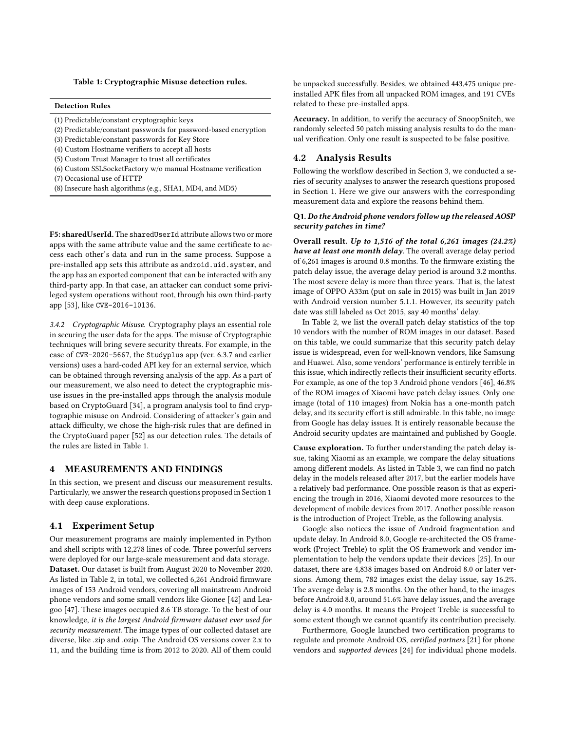Table 1: Cryptographic Misuse detection rules.

| Detection Rules |
| --- |
| (1) Predictable/constant cryptographic keys |
| (2) Predictable/constant passwords for password-based encryption |
| (3) Predictable/constant passwords for Key Store |
| (4) Custom Hostname verifiers to accept all hosts |
| (5) Custom Trust Manager to trust all certificates |
| (6) Custom SSLSocketFactory w/o manual Hostname verification |
| (7) Occasional use of HTTP |
| (8) Insecure hash algorithms (e.g., SHA1, MD4, and MD5) |

**F5: sharedUserId.** The `sharedUserId` attribute allows two or more apps with the same attribute value and the same certificate to access each other's data and run in the same process. Suppose a pre-installed app sets this attribute as `android.uid.system`, and the app has an exported component that can be interacted with any third-party app. In that case, an attacker can conduct some privileged system operations without root, through his own third-party app [53], like `CVE-2016-10136`.

*3.4.2 Cryptographic Misuse.* Cryptography plays an essential role in securing the user data for the apps. The misuse of Cryptographic techniques will bring severe security threats. For example, in the case of `CVE-2020-5667`, the `Studyplus` app (ver. 6.3.7 and earlier versions) uses a hard-coded API key for an external service, which can be obtained through reversing analysis of the app. As a part of our measurement, we also need to detect the cryptographic misuse issues in the pre-installed apps through the analysis module based on CryptoGuard [34], a program analysis tool to find cryptographic misuse on Android. Considering of attacker's gain and attack difficulty, we chose the high-risk rules that are defined in the CryptoGuard paper [52] as our detection rules. The details of the rules are listed in Table 1.

## 4 MEASUREMENTS AND FINDINGS

In this section, we present and discuss our measurement results. Particularly, we answer the research questions proposed in Section 1 with deep cause explorations.

### 4.1 Experiment Setup

Our measurement programs are mainly implemented in Python and shell scripts with 12,278 lines of code. Three powerful servers were deployed for our large-scale measurement and data storage.

**Dataset.** Our dataset is built from August 2020 to November 2020. As listed in Table 2, in total, we collected 6,261 Android firmware images of 153 Android vendors, covering all mainstream Android phone vendors and some small vendors like Gionee [42] and Leagoo [47]. These images occupied 8.6 TB storage. To the best of our knowledge, *it is the largest Android firmware dataset ever used for security measurement.* The image types of our collected dataset are diverse, like .zip and .ozip. The Android OS versions cover 2.x to 11, and the building time is from 2012 to 2020. All of them could be unpacked successfully. Besides, we obtained 443,475 unique pre-installed APK files from all unpacked ROM images, and 191 CVEs related to these pre-installed apps.

**Accuracy.** In addition, to verify the accuracy of SnoopSnitch, we randomly selected 50 patch missing analysis results to do the manual verification. Only one result is suspected to be false positive.

### 4.2 Analysis Results

Following the workflow described in Section 3, we conducted a series of security analyses to answer the research questions proposed in Section 1. Here we give our answers with the corresponding measurement data and explore the reasons behind them.

**Q1. *Do the Android phone vendors follow up the released AOSP security patches in time?***

**Overall result.** ***Up to 1,516 of the total 6,261 images (24.2%) have at least one month delay*.** The overall average delay period of 6,261 images is around 0.8 months. To the firmware existing the patch delay issue, the average delay period is around 3.2 months. The most severe delay is more than three years. That is, the latest image of OPPO A33m (put on sale in 2015) was built in Jan 2019 with Android version number 5.1.1. However, its security patch date was still labeled as Oct 2015, say 40 months' delay.

In Table 2, we list the overall patch delay statistics of the top 10 vendors with the number of ROM images in our dataset. Based on this table, we could summarize that this security patch delay issue is widespread, even for well-known vendors, like Samsung and Huawei. Also, some vendors' performance is entirely terrible in this issue, which indirectly reflects their insufficient security efforts. For example, as one of the top 3 Android phone vendors [46], 46.8% of the ROM images of Xiaomi have patch delay issues. Only one image (total of 110 images) from Nokia has a one-month patch delay, and its security effort is still admirable. In this table, no image from Google has delay issues. It is entirely reasonable because the Android security updates are maintained and published by Google.

**Cause exploration.** To further understanding the patch delay issue, taking Xiaomi as an example, we compare the delay situations among different models. As listed in Table 3, we can find no patch delay in the models released after 2017, but the earlier models have a relatively bad performance. One possible reason is that as experiencing the trough in 2016, Xiaomi devoted more resources to the development of mobile devices from 2017. Another possible reason is the introduction of Project Treble, as the following analysis.

Google also notices the issue of Android fragmentation and update delay. In Android 8.0, Google re-architected the OS framework (Project Treble) to split the OS framework and vendor implementation to help the vendors update their devices [25]. In our dataset, there are 4,838 images based on Android 8.0 or later versions. Among them, 782 images exist the delay issue, say 16.2%. The average delay is 2.8 months. On the other hand, to the images before Android 8.0, around 51.6% have delay issues, and the average delay is 4.0 months. It means the Project Treble is successful to some extent though we cannot quantify its contribution precisely.

Furthermore, Google launched two certification programs to regulate and promote Android OS, *certified partners* [21] for phone vendors and *supported devices* [24] for individual phone models.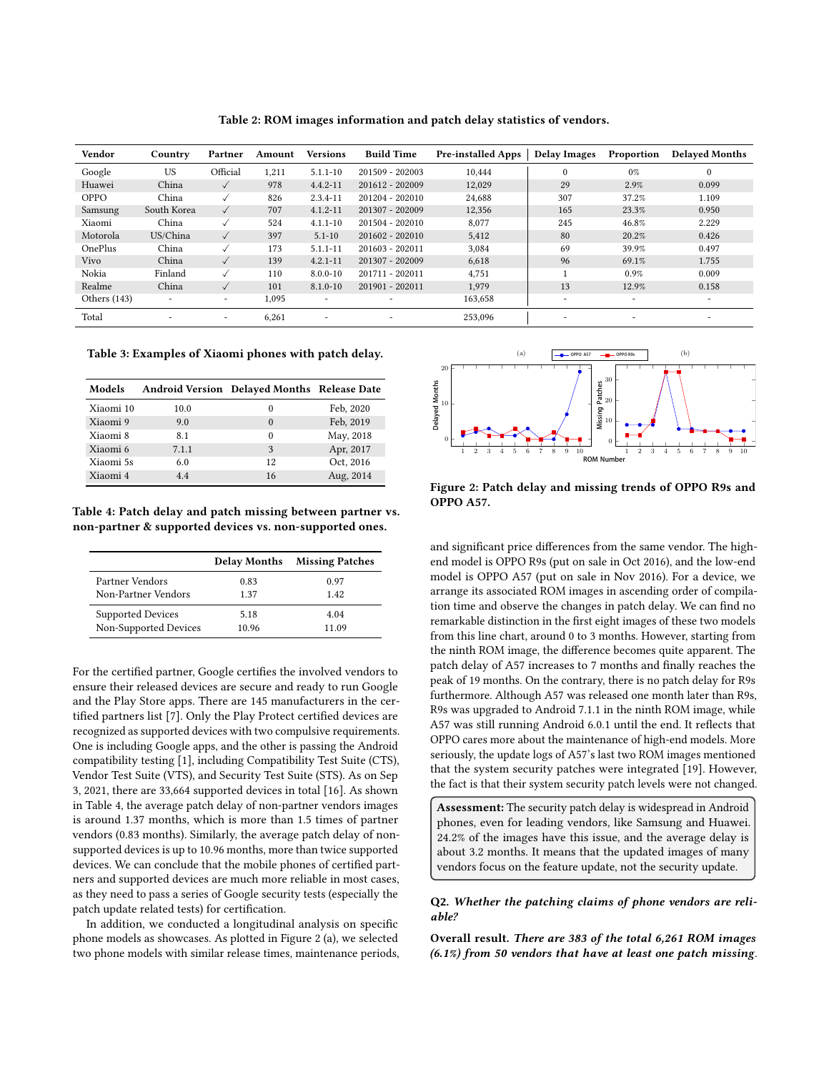**Table 2: ROM images information and patch delay statistics of vendors.**

| Vendor | Country | Partner | Amount | Versions | Build Time | Pre-installed Apps | Delay Images | Proportion | Delayed Months |
|---|---|---|---|---|---|---|---|---|---|
| Google | US | Official | 1,211 | 5.1.1-10 | 201509 - 202003 | 10,444 | 0 | 0% | 0 |
| Huawei | China | ✓ | 978 | 4.4.2-11 | 201612 - 202009 | 12,029 | 29 | 2.9% | 0.099 |
| OPPO | China | ✓ | 826 | 2.3.4-11 | 201204 - 202010 | 24,688 | 307 | 37.2% | 1.109 |
| Samsung | South Korea | ✓ | 707 | 4.1.2-11 | 201307 - 202009 | 12,356 | 165 | 23.3% | 0.950 |
| Xiaomi | China | ✓ | 524 | 4.1.1-10 | 201504 - 202010 | 8,077 | 245 | 46.8% | 2.229 |
| Motorola | US/China | ✓ | 397 | 5.1-10 | 201602 - 202010 | 5,412 | 80 | 20.2% | 0.426 |
| OnePlus | China | ✓ | 173 | 5.1.1-11 | 201603 - 202011 | 3,084 | 69 | 39.9% | 0.497 |
| Vivo | China | ✓ | 139 | 4.2.1-11 | 201307 - 202009 | 6,618 | 96 | 69.1% | 1.755 |
| Nokia | Finland | ✓ | 110 | 8.0.0-10 | 201711 - 202011 | 4,751 | 1 | 0.9% | 0.009 |
| Realme | China | ✓ | 101 | 8.1.0-10 | 201901 - 202011 | 1,979 | 13 | 12.9% | 0.158 |
| Others (143) | - | - | 1,095 | - | - | 163,658 | - | - | - |
| Total | - | - | 6,261 | - | - | 253,096 | - | - | - |

**Table 3: Examples of Xiaomi phones with patch delay.**

| Models | Android Version | Delayed Months | Release Date |
|---|---|---|---|
| Xiaomi 10 | 10.0 | 0 | Feb, 2020 |
| Xiaomi 9 | 9.0 | 0 | Feb, 2019 |
| Xiaomi 8 | 8.1 | 0 | May, 2018 |
| Xiaomi 6 | 7.1.1 | 3 | Apr, 2017 |
| Xiaomi 5s | 6.0 | 12 | Oct, 2016 |
| Xiaomi 4 | 4.4 | 16 | Aug, 2014 |

**Table 4: Patch delay and patch missing between partner vs. non-partner & supported devices vs. non-supported ones.**

| | Delay Months | Missing Patches |
|---|---|---|
| Partner Vendors | 0.83 | 0.97 |
| Non-Partner Vendors | 1.37 | 1.42 |
| Supported Devices | 5.18 | 4.04 |
| Non-Supported Devices | 10.96 | 11.09 |

For the certified partner, Google certifies the involved vendors to ensure their released devices are secure and ready to run Google and the Play Store apps. There are 145 manufacturers in the certified partners list [7]. Only the Play Protect certified devices are recognized as supported devices with two compulsive requirements. One is including Google apps, and the other is passing the Android compatibility testing [1], including Compatibility Test Suite (CTS), Vendor Test Suite (VTS), and Security Test Suite (STS). As on Sep 3, 2021, there are 33,664 supported devices in total [16]. As shown in Table 4, the average patch delay of non-partner vendors images is around 1.37 months, which is more than 1.5 times of partner vendors (0.83 months). Similarly, the average patch delay of non-supported devices is up to 10.96 months, more than twice supported devices. We can conclude that the mobile phones of certified partners and supported devices are much more reliable in most cases, as they need to pass a series of Google security tests (especially the patch update related tests) for certification.

In addition, we conducted a longitudinal analysis on specific phone models as showcases. As plotted in Figure 2 (a), we selected two phone models with similar release times, maintenance periods, and significant price differences from the same vendor. The high-end model is OPPO R9s (put on sale in Oct 2016), and the low-end model is OPPO A57 (put on sale in Nov 2016). For a device, we arrange its associated ROM images in ascending order of compilation time and observe the changes in patch delay. We can find no remarkable distinction in the first eight images of these two models from this line chart, around 0 to 3 months. However, starting from the ninth ROM image, the difference becomes quite apparent. The patch delay of A57 increases to 7 months and finally reaches the peak of 19 months. On the contrary, there is no patch delay for R9s furthermore. Although A57 was released one month later than R9s, R9s was upgraded to Android 7.1.1 in the ninth ROM image, while A57 was still running Android 6.0.1 until the end. It reflects that OPPO cares more about the maintenance of high-end models. More seriously, the update logs of A57's last two ROM images mentioned that the system security patches were integrated [19]. However, the fact is that their system security patch levels were not changed.

Figure 2: Patch delay and missing trends of OPPO R9s and OPPO A57.

> **Assessment:** The security patch delay is widespread in Android phones, even for leading vendors, like Samsung and Huawei. 24.2% of the images have this issue, and the average delay is about 3.2 months. It means that the updated images of many vendors focus on the feature update, not the security update.

**Q2.** ***Whether the patching claims of phone vendors are reliable?***

**Overall result.** *There are 383 of the total 6,261 ROM images (6.1%) from 50 vendors that have at least one patch missing*.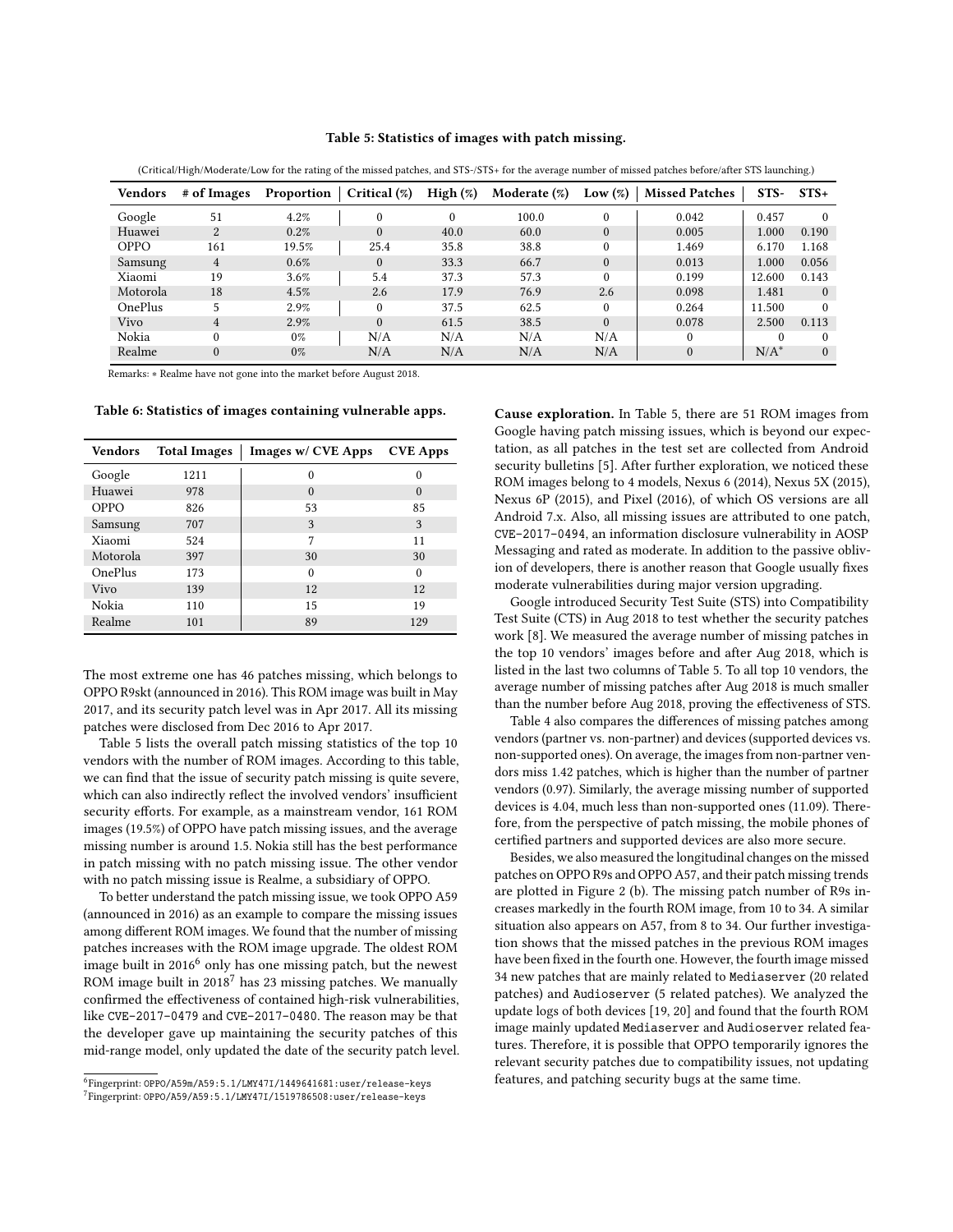**Table 5: Statistics of images with patch missing.**

(Critical/High/Moderate/Low for the rating of the missed patches, and STS-/STS+ for the average number of missed patches before/after STS launching.)

| Vendors | # of Images | Proportion | Critical (%) | High (%) | Moderate (%) | Low (%) | Missed Patches | STS- | STS+ |
|---|---|---|---|---|---|---|---|---|---|
| Google | 51 | 4.2% | 0 | 0 | 100.0 | 0 | 0.042 | 0.457 | 0 |
| Huawei | 2 | 0.2% | 0 | 40.0 | 60.0 | 0 | 0.005 | 1.000 | 0.190 |
| OPPO | 161 | 19.5% | 25.4 | 35.8 | 38.8 | 0 | 1.469 | 6.170 | 1.168 |
| Samsung | 4 | 0.6% | 0 | 33.3 | 66.7 | 0 | 0.013 | 1.000 | 0.056 |
| Xiaomi | 19 | 3.6% | 5.4 | 37.3 | 57.3 | 0 | 0.199 | 12.600 | 0.143 |
| Motorola | 18 | 4.5% | 2.6 | 17.9 | 76.9 | 2.6 | 0.098 | 1.481 | 0 |
| OnePlus | 5 | 2.9% | 0 | 37.5 | 62.5 | 0 | 0.264 | 11.500 | 0 |
| Vivo | 4 | 2.9% | 0 | 61.5 | 38.5 | 0 | 0.078 | 2.500 | 0.113 |
| Nokia | 0 | 0% | N/A | N/A | N/A | N/A | 0 | 0 | 0 |
| Realme | 0 | 0% | N/A | N/A | N/A | N/A | 0 | N/A* | 0 |

Remarks: * Realme have not gone into the market before August 2018.

**Table 6: Statistics of images containing vulnerable apps.**

| Vendors | Total Images | Images w/ CVE Apps | CVE Apps |
|---|---|---|---|
| Google | 1211 | 0 | 0 |
| Huawei | 978 | 0 | 0 |
| OPPO | 826 | 53 | 85 |
| Samsung | 707 | 3 | 3 |
| Xiaomi | 524 | 7 | 11 |
| Motorola | 397 | 30 | 30 |
| OnePlus | 173 | 0 | 0 |
| Vivo | 139 | 12 | 12 |
| Nokia | 110 | 15 | 19 |
| Realme | 101 | 89 | 129 |

The most extreme one has 46 patches missing, which belongs to OPPO R9skt (announced in 2016). This ROM image was built in May 2017, and its security patch level was in Apr 2017. All its missing patches were disclosed from Dec 2016 to Apr 2017.

Table 5 lists the overall patch missing statistics of the top 10 vendors with the number of ROM images. According to this table, we can find that the issue of security patch missing is quite severe, which can also indirectly reflect the involved vendors' insufficient security efforts. For example, as a mainstream vendor, 161 ROM images (19.5%) of OPPO have patch missing issues, and the average missing number is around 1.5. Nokia still has the best performance in patch missing with no patch missing issue. The other vendor with no patch missing issue is Realme, a subsidiary of OPPO.

To better understand the patch missing issue, we took OPPO A59 (announced in 2016) as an example to compare the missing issues among different ROM images. We found that the number of missing patches increases with the ROM image upgrade. The oldest ROM image built in 2016[6] only has one missing patch, but the newest ROM image built in 2018[7] has 23 missing patches. We manually confirmed the effectiveness of contained high-risk vulnerabilities, like `CVE-2017-0479` and `CVE-2017-0480`. The reason may be that the developer gave up maintaining the security patches of this mid-range model, only updated the date of the security patch level.

**Cause exploration.** In Table 5, there are 51 ROM images from Google having patch missing issues, which is beyond our expectation, as all patches in the test set are collected from Android security bulletins [5]. After further exploration, we noticed these ROM images belong to 4 models, Nexus 6 (2014), Nexus 5X (2015), Nexus 6P (2015), and Pixel (2016), of which OS versions are all Android 7.x. Also, all missing issues are attributed to one patch, `CVE-2017-0494`, an information disclosure vulnerability in AOSP Messaging and rated as moderate. In addition to the passive oblivion of developers, there is another reason that Google usually fixes moderate vulnerabilities during major version upgrading.

Google introduced Security Test Suite (STS) into Compatibility Test Suite (CTS) in Aug 2018 to test whether the security patches work [8]. We measured the average number of missing patches in the top 10 vendors' images before and after Aug 2018, which is listed in the last two columns of Table 5. To all top 10 vendors, the average number of missing patches after Aug 2018 is much smaller than the number before Aug 2018, proving the effectiveness of STS.

Table 4 also compares the differences of missing patches among vendors (partner vs. non-partner) and devices (supported devices vs. non-supported ones). On average, the images from non-partner vendors miss 1.42 patches, which is higher than the number of partner vendors (0.97). Similarly, the average missing number of supported devices is 4.04, much less than non-supported ones (11.09). Therefore, from the perspective of patch missing, the mobile phones of certified partners and supported devices are also more secure.

Besides, we also measured the longitudinal changes on the missed patches on OPPO R9s and OPPO A57, and their patch missing trends are plotted in Figure 2 (b). The missing patch number of R9s increases markedly in the fourth ROM image, from 10 to 34. A similar situation also appears on A57, from 8 to 34. Our further investigation shows that the missed patches in the previous ROM images have been fixed in the fourth one. However, the fourth image missed 34 new patches that are mainly related to `Mediaserver` (20 related patches) and `Audioserver` (5 related patches). We analyzed the update logs of both devices [19, 20] and found that the fourth ROM image mainly updated `Mediaserver` and `Audioserver` related features. Therefore, it is possible that OPPO temporarily ignores the relevant security patches due to compatibility issues, not updating features, and patching security bugs at the same time.

[6] Fingerprint: `OPPO/A59m/A59:5.1/LMY47I/1449641681:user/release-keys`

[7] Fingerprint: `OPPO/A59/A59:5.1/LMY47I/1519786508:user/release-keys`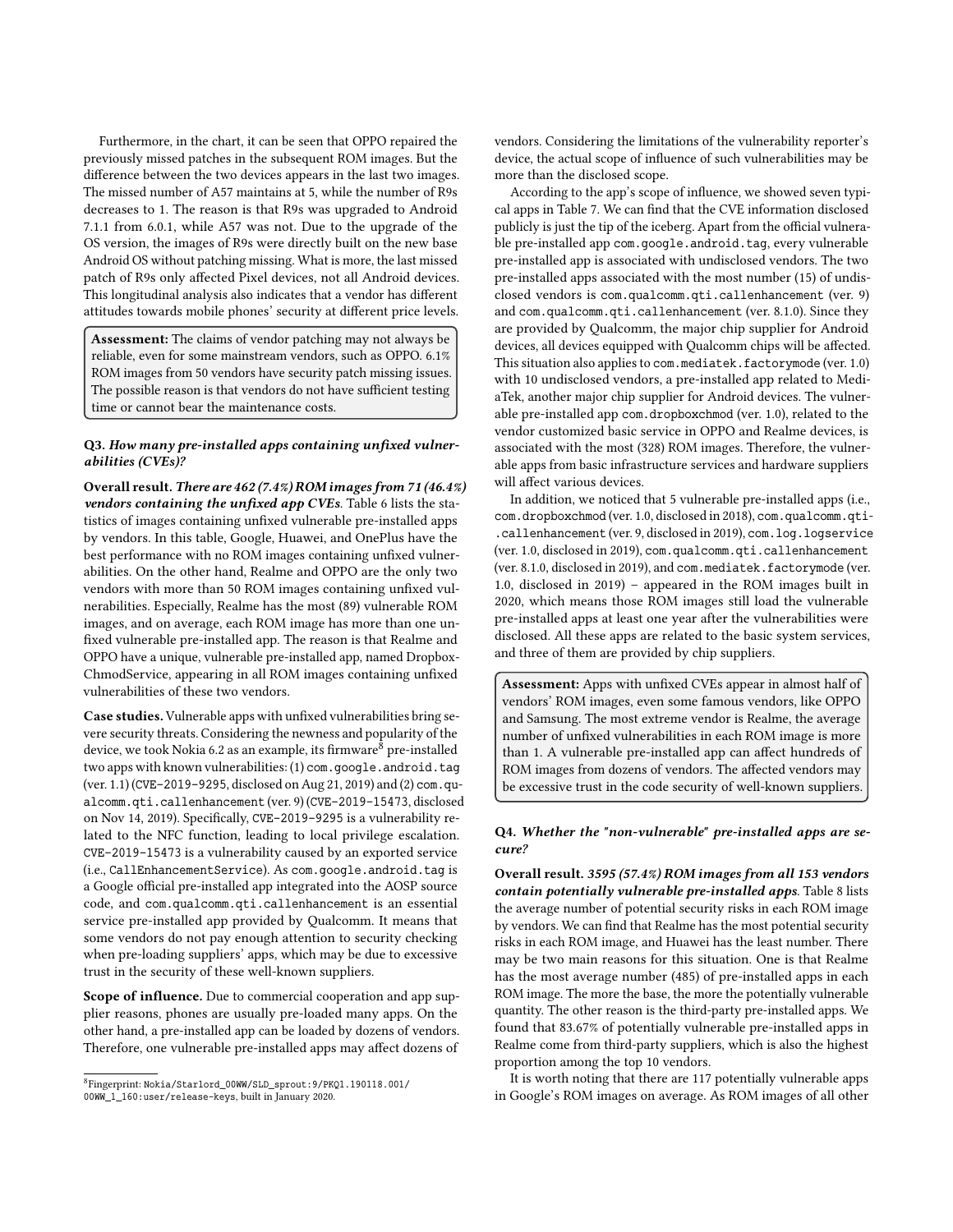Furthermore, in the chart, it can be seen that OPPO repaired the previously missed patches in the subsequent ROM images. But the difference between the two devices appears in the last two images. The missed number of A57 maintains at 5, while the number of R9s decreases to 1. The reason is that R9s was upgraded to Android 7.1.1 from 6.0.1, while A57 was not. Due to the upgrade of the OS version, the images of R9s were directly built on the new base Android OS without patching missing. What is more, the last missed patch of R9s only affected Pixel devices, not all Android devices. This longitudinal analysis also indicates that a vendor has different attitudes towards mobile phones' security at different price levels.

> **Assessment:** The claims of vendor patching may not always be reliable, even for some mainstream vendors, such as OPPO. 6.1% ROM images from 50 vendors have security patch missing issues. The possible reason is that vendors do not have sufficient testing time or cannot bear the maintenance costs.

### Q3. *How many pre-installed apps containing unfixed vulnerabilities (CVEs)?*

**Overall result.** ***There are 462 (7.4%) ROM images from 71 (46.4%) vendors containing the unfixed app CVEs***. Table 6 lists the statistics of images containing unfixed vulnerable pre-installed apps by vendors. In this table, Google, Huawei, and OnePlus have the best performance with no ROM images containing unfixed vulnerabilities. On the other hand, Realme and OPPO are the only two vendors with more than 50 ROM images containing unfixed vulnerabilities. Especially, Realme has the most (89) vulnerable ROM images, and on average, each ROM image has more than one unfixed vulnerable pre-installed app. The reason is that Realme and OPPO have a unique, vulnerable pre-installed app, named DropboxChmodService, appearing in all ROM images containing unfixed vulnerabilities of these two vendors.

**Case studies.** Vulnerable apps with unfixed vulnerabilities bring severe security threats. Considering the newness and popularity of the device, we took Nokia 6.2 as an example, its firmware[8] pre-installed two apps with known vulnerabilities: (1) `com.google.android.tag` (ver. 1.1) (`CVE-2019-9295`, disclosed on Aug 21, 2019) and (2) `com.qualcomm.qti.callenhancement` (ver. 9) (`CVE-2019-15473`, disclosed on Nov 14, 2019). Specifically, `CVE-2019-9295` is a vulnerability related to the NFC function, leading to local privilege escalation. `CVE-2019-15473` is a vulnerability caused by an exported service (i.e., `CallEnhancementService`). As `com.google.android.tag` is a Google official pre-installed app integrated into the AOSP source code, and `com.qualcomm.qti.callenhancement` is an essential service pre-installed app provided by Qualcomm. It means that some vendors do not pay enough attention to security checking when pre-loading suppliers' apps, which may be due to excessive trust in the security of these well-known suppliers.

**Scope of influence.** Due to commercial cooperation and app supplier reasons, phones are usually pre-loaded many apps. On the other hand, a pre-installed app can be loaded by dozens of vendors. Therefore, one vulnerable pre-installed apps may affect dozens of vendors. Considering the limitations of the vulnerability reporter's device, the actual scope of influence of such vulnerabilities may be more than the disclosed scope.

According to the app's scope of influence, we showed seven typical apps in Table 7. We can find that the CVE information disclosed publicly is just the tip of the iceberg. Apart from the official vulnerable pre-installed app `com.google.android.tag`, every vulnerable pre-installed app is associated with undisclosed vendors. The two pre-installed apps associated with the most number (15) of undisclosed vendors is `com.qualcomm.qti.callenhancement` (ver. 9) and `com.qualcomm.qti.callenhancement` (ver. 8.1.0). Since they are provided by Qualcomm, the major chip supplier for Android devices, all devices equipped with Qualcomm chips will be affected. This situation also applies to `com.mediatek.factorymode` (ver. 1.0) with 10 undisclosed vendors, a pre-installed app related to MediaTek, another major chip supplier for Android devices. The vulnerable pre-installed app `com.dropboxchmod` (ver. 1.0), related to the vendor customized basic service in OPPO and Realme devices, is associated with the most (328) ROM images. Therefore, the vulnerable apps from basic infrastructure services and hardware suppliers will affect various devices.

In addition, we noticed that 5 vulnerable pre-installed apps (i.e., `com.dropboxchmod` (ver. 1.0, disclosed in 2018), `com.qualcomm.qti.callenhancement` (ver. 9, disclosed in 2019), `com.log.logservice` (ver. 1.0, disclosed in 2019), `com.qualcomm.qti.callenhancement` (ver. 8.1.0, disclosed in 2019), and `com.mediatek.factorymode` (ver. 1.0, disclosed in 2019) – appeared in the ROM images built in 2020, which means those ROM images still load the vulnerable pre-installed apps at least one year after the vulnerabilities were disclosed. All these apps are related to the basic system services, and three of them are provided by chip suppliers.

> **Assessment:** Apps with unfixed CVEs appear in almost half of vendors' ROM images, even some famous vendors, like OPPO and Samsung. The most extreme vendor is Realme, the average number of unfixed vulnerabilities in each ROM image is more than 1. A vulnerable pre-installed app can affect hundreds of ROM images from dozens of vendors. The affected vendors may be excessive trust in the code security of well-known suppliers.

### Q4. *Whether the "non-vulnerable" pre-installed apps are secure?*

**Overall result.** ***3595 (57.4%) ROM images from all 153 vendors contain potentially vulnerable pre-installed apps***. Table 8 lists the average number of potential security risks in each ROM image by vendors. We can find that Realme has the most potential security risks in each ROM image, and Huawei has the least number. There may be two main reasons for this situation. One is that Realme has the most average number (485) of pre-installed apps in each ROM image. The more the base, the more the potentially vulnerable quantity. The other reason is the third-party pre-installed apps. We found that 83.67% of potentially vulnerable pre-installed apps in Realme come from third-party suppliers, which is also the highest proportion among the top 10 vendors.

It is worth noting that there are 117 potentially vulnerable apps in Google's ROM images on average. As ROM images of all other

[8] Fingerprint: `Nokia/Starlord_00WW/SLD_sprout:9/PKQ1.190118.001/00WW_1_160:user/release-keys`, built in January 2020.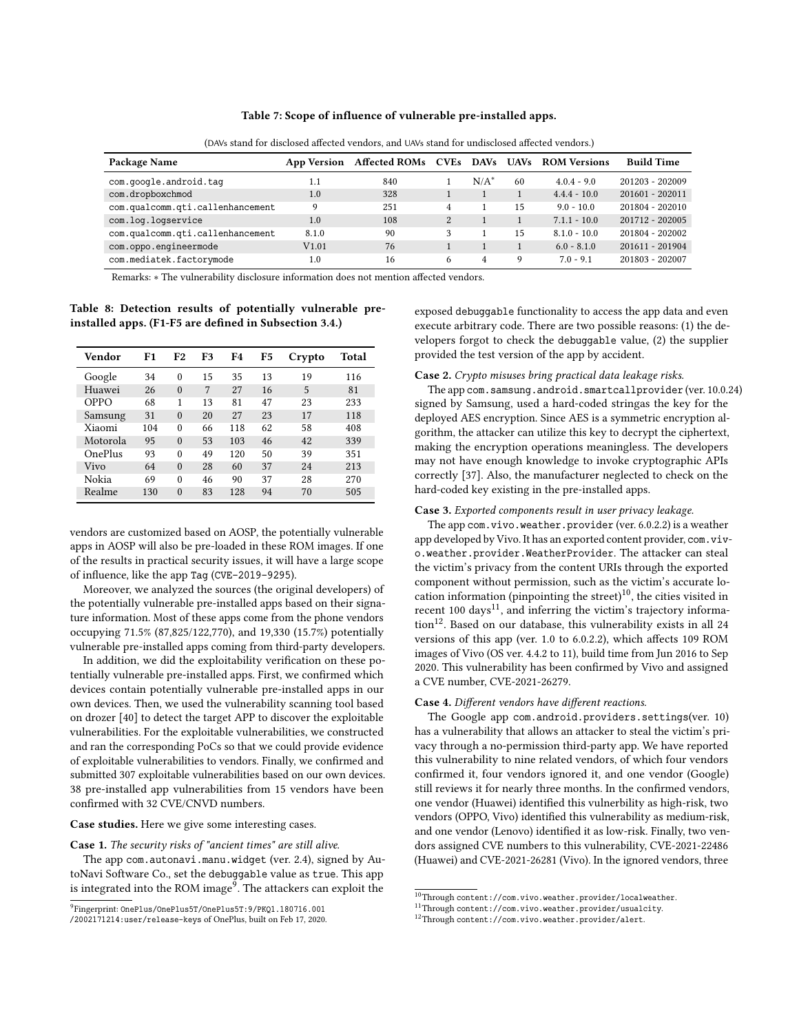**Table 7: Scope of influence of vulnerable pre-installed apps.**

(DAVs stand for disclosed affected vendors, and UAVs stand for undisclosed affected vendors.)

| Package Name | App Version | Affected ROMs | CVEs | DAVs | UAVs | ROM Versions | Build Time |
|---|---|---|---|---|---|---|---|
| com.google.android.tag | 1.1 | 840 | 1 | N/A* | 60 | 4.0.4 - 9.0 | 201203 - 202009 |
| com.dropboxchmod | 1.0 | 328 | 1 | 1 | 1 | 4.4.4 - 10.0 | 201601 - 202011 |
| com.qualcomm.qti.callenhancement | 9 | 251 | 4 | 1 | 15 | 9.0 - 10.0 | 201804 - 202010 |
| com.log.logservice | 1.0 | 108 | 2 | 1 | 1 | 7.1.1 - 10.0 | 201712 - 202005 |
| com.qualcomm.qti.callenhancement | 8.1.0 | 90 | 3 | 1 | 15 | 8.1.0 - 10.0 | 201804 - 202002 |
| com.oppo.engineermode | V1.01 | 76 | 1 | 1 | 1 | 6.0 - 8.1.0 | 201611 - 201904 |
| com.mediatek.factorymode | 1.0 | 16 | 6 | 4 | 9 | 7.0 - 9.1 | 201803 - 202007 |

Remarks: * The vulnerability disclosure information does not mention affected vendors.

**Table 8: Detection results of potentially vulnerable pre-installed apps. (F1-F5 are defined in Subsection 3.4.)**

| Vendor | F1 | F2 | F3 | F4 | F5 | Crypto | Total |
|---|---|---|---|---|---|---|---|
| Google | 34 | 0 | 15 | 35 | 13 | 19 | 116 |
| Huawei | 26 | 0 | 7 | 27 | 16 | 5 | 81 |
| OPPO | 68 | 1 | 13 | 81 | 47 | 23 | 233 |
| Samsung | 31 | 0 | 20 | 27 | 23 | 17 | 118 |
| Xiaomi | 104 | 0 | 66 | 118 | 62 | 58 | 408 |
| Motorola | 95 | 0 | 53 | 103 | 46 | 42 | 339 |
| OnePlus | 93 | 0 | 49 | 120 | 50 | 39 | 351 |
| Vivo | 64 | 0 | 28 | 60 | 37 | 24 | 213 |
| Nokia | 69 | 0 | 46 | 90 | 37 | 28 | 270 |
| Realme | 130 | 0 | 83 | 128 | 94 | 70 | 505 |

vendors are customized based on AOSP, the potentially vulnerable apps in AOSP will also be pre-loaded in these ROM images. If one of the results in practical security issues, it will have a large scope of influence, like the app Tag (CVE-2019-9295).

Moreover, we analyzed the sources (the original developers) of the potentially vulnerable pre-installed apps based on their signature information. Most of these apps come from the phone vendors occupying 71.5% (87,825/122,770), and 19,330 (15.7%) potentially vulnerable pre-installed apps coming from third-party developers.

In addition, we did the exploitability verification on these potentially vulnerable pre-installed apps. First, we confirmed which devices contain potentially vulnerable pre-installed apps in our own devices. Then, we used the vulnerability scanning tool based on drozer [40] to detect the target APP to discover the exploitable vulnerabilities. For the exploitable vulnerabilities, we constructed and ran the corresponding PoCs so that we could provide evidence of exploitable vulnerabilities to vendors. Finally, we confirmed and submitted 307 exploitable vulnerabilities based on our own devices. 38 pre-installed app vulnerabilities from 15 vendors have been confirmed with 32 CVE/CNVD numbers.

**Case studies.** Here we give some interesting cases.

**Case 1.** *The security risks of "ancient times" are still alive.*

The app com.autonavi.manu.widget (ver. 2.4), signed by AutoNavi Software Co., set the debuggable value as true. This app is integrated into the ROM image[9]. The attackers can exploit the exposed debuggable functionality to access the app data and even execute arbitrary code. There are two possible reasons: (1) the developers forgot to check the debuggable value, (2) the supplier provided the test version of the app by accident.

**Case 2.** *Crypto misuses bring practical data leakage risks.*

The app com.samsung.android.smartcallprovider (ver. 10.0.24) signed by Samsung, used a hard-coded stringas the key for the deployed AES encryption. Since AES is a symmetric encryption algorithm, the attacker can utilize this key to decrypt the ciphertext, making the encryption operations meaningless. The developers may not have enough knowledge to invoke cryptographic APIs correctly [37]. Also, the manufacturer neglected to check on the hard-coded key existing in the pre-installed apps.

**Case 3.** *Exported components result in user privacy leakage.*

The app com.vivo.weather.provider (ver. 6.0.2.2) is a weather app developed by Vivo. It has an exported content provider, com.vivo.weather.provider.WeatherProvider. The attacker can steal the victim's privacy from the content URIs through the exported component without permission, such as the victim's accurate location information (pinpointing the street)[10], the cities visited in recent 100 days[11], and inferring the victim's trajectory information[12]. Based on our database, this vulnerability exists in all 24 versions of this app (ver. 1.0 to 6.0.2.2), which affects 109 ROM images of Vivo (OS ver. 4.4.2 to 11), build time from Jun 2016 to Sep 2020. This vulnerability has been confirmed by Vivo and assigned a CVE number, CVE-2021-26279.

**Case 4.** *Different vendors have different reactions.*

The Google app com.android.providers.settings(ver. 10) has a vulnerability that allows an attacker to steal the victim's privacy through a no-permission third-party app. We have reported this vulnerability to nine related vendors, of which four vendors confirmed it, four vendors ignored it, and one vendor (Google) still reviews it for nearly three months. In the confirmed vendors, one vendor (Huawei) identified this vulnerbility as high-risk, two vendors (OPPO, Vivo) identified this vulnerability as medium-risk, and one vendor (Lenovo) identified it as low-risk. Finally, two vendors assigned CVE numbers to this vulnerability, CVE-2021-22486 (Huawei) and CVE-2021-26281 (Vivo). In the ignored vendors, three

[9] Fingerprint: OnePlus/OnePlus5T/OnePlus5T:9/PKQ1.180716.001/2002171214:user/release-keys of OnePlus, built on Feb 17, 2020.

[10] Through content://com.vivo.weather.provider/localweather.

[11] Through content://com.vivo.weather.provider/usualcity.

[12] Through content://com.vivo.weather.provider/alert.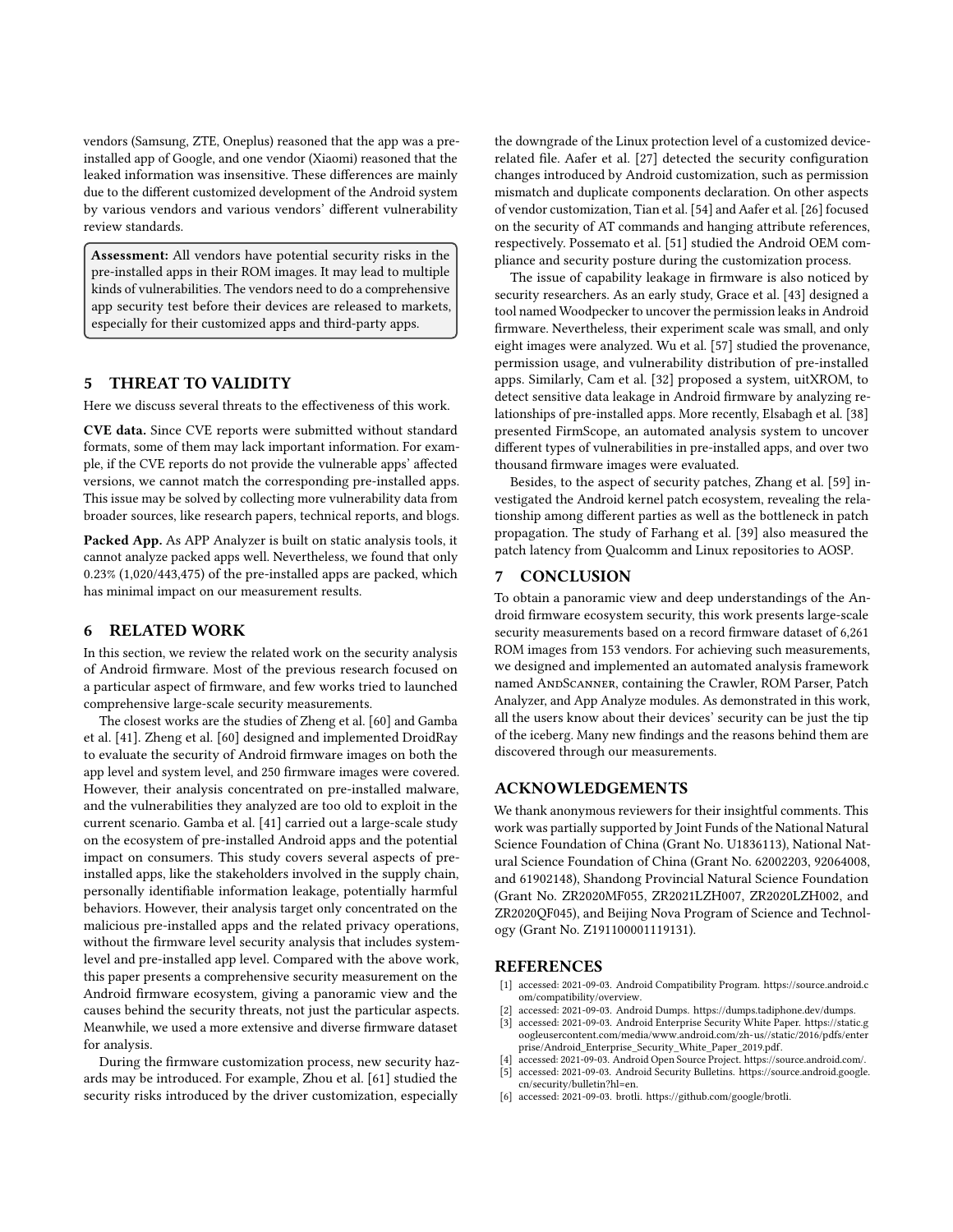vendors (Samsung, ZTE, Oneplus) reasoned that the app was a pre-installed app of Google, and one vendor (Xiaomi) reasoned that the leaked information was insensitive. These differences are mainly due to the different customized development of the Android system by various vendors and various vendors' different vulnerability review standards.

> **Assessment:** All vendors have potential security risks in the pre-installed apps in their ROM images. It may lead to multiple kinds of vulnerabilities. The vendors need to do a comprehensive app security test before their devices are released to markets, especially for their customized apps and third-party apps.

## 5 THREAT TO VALIDITY

Here we discuss several threats to the effectiveness of this work.

**CVE data.** Since CVE reports were submitted without standard formats, some of them may lack important information. For example, if the CVE reports do not provide the vulnerable apps' affected versions, we cannot match the corresponding pre-installed apps. This issue may be solved by collecting more vulnerability data from broader sources, like research papers, technical reports, and blogs.

**Packed App.** As APP Analyzer is built on static analysis tools, it cannot analyze packed apps well. Nevertheless, we found that only 0.23% (1,020/443,475) of the pre-installed apps are packed, which has minimal impact on our measurement results.

## 6 RELATED WORK

In this section, we review the related work on the security analysis of Android firmware. Most of the previous research focused on a particular aspect of firmware, and few works tried to launched comprehensive large-scale security measurements.

The closest works are the studies of Zheng et al. [60] and Gamba et al. [41]. Zheng et al. [60] designed and implemented DroidRay to evaluate the security of Android firmware images on both the app level and system level, and 250 firmware images were covered. However, their analysis concentrated on pre-installed malware, and the vulnerabilities they analyzed are too old to exploit in the current scenario. Gamba et al. [41] carried out a large-scale study on the ecosystem of pre-installed Android apps and the potential impact on consumers. This study covers several aspects of pre-installed apps, like the stakeholders involved in the supply chain, personally identifiable information leakage, potentially harmful behaviors. However, their analysis target only concentrated on the malicious pre-installed apps and the related privacy operations, without the firmware level security analysis that includes system-level and pre-installed app level. Compared with the above work, this paper presents a comprehensive security measurement on the Android firmware ecosystem, giving a panoramic view and the causes behind the security threats, not just the particular aspects. Meanwhile, we used a more extensive and diverse firmware dataset for analysis.

During the firmware customization process, new security hazards may be introduced. For example, Zhou et al. [61] studied the security risks introduced by the driver customization, especially the downgrade of the Linux protection level of a customized device-related file. Aafer et al. [27] detected the security configuration changes introduced by Android customization, such as permission mismatch and duplicate components declaration. On other aspects of vendor customization, Tian et al. [54] and Aafer et al. [26] focused on the security of AT commands and hanging attribute references, respectively. Possemato et al. [51] studied the Android OEM compliance and security posture during the customization process.

The issue of capability leakage in firmware is also noticed by security researchers. As an early study, Grace et al. [43] designed a tool named Woodpecker to uncover the permission leaks in Android firmware. Nevertheless, their experiment scale was small, and only eight images were analyzed. Wu et al. [57] studied the provenance, permission usage, and vulnerability distribution of pre-installed apps. Similarly, Cam et al. [32] proposed a system, uitXROM, to detect sensitive data leakage in Android firmware by analyzing relationships of pre-installed apps. More recently, Elsabagh et al. [38] presented FirmScope, an automated analysis system to uncover different types of vulnerabilities in pre-installed apps, and over two thousand firmware images were evaluated.

Besides, to the aspect of security patches, Zhang et al. [59] investigated the Android kernel patch ecosystem, revealing the relationship among different parties as well as the bottleneck in patch propagation. The study of Farhang et al. [39] also measured the patch latency from Qualcomm and Linux repositories to AOSP.

## 7 CONCLUSION

To obtain a panoramic view and deep understandings of the Android firmware ecosystem security, this work presents large-scale security measurements based on a record firmware dataset of 6,261 ROM images from 153 vendors. For achieving such measurements, we designed and implemented an automated analysis framework named AndScanner, containing the Crawler, ROM Parser, Patch Analyzer, and App Analyze modules. As demonstrated in this work, all the users know about their devices' security can be just the tip of the iceberg. Many new findings and the reasons behind them are discovered through our measurements.

## ACKNOWLEDGEMENTS

We thank anonymous reviewers for their insightful comments. This work was partially supported by Joint Funds of the National Natural Science Foundation of China (Grant No. U1836113), National Natural Science Foundation of China (Grant No. 62002203, 92064008, and 61902148), Shandong Provincial Natural Science Foundation (Grant No. ZR2020MF055, ZR2021LZH007, ZR2020LZH002, and ZR2020QF045), and Beijing Nova Program of Science and Technology (Grant No. Z191100001119131).

## REFERENCES

- [1] accessed: 2021-09-03. Android Compatibility Program. https://source.android.com/compatibility/overview.
- [2] accessed: 2021-09-03. Android Dumps. https://dumps.tadiphone.dev/dumps.
- [3] accessed: 2021-09-03. Android Enterprise Security White Paper. https://static.googleusercontent.com/media/www.android.com/zh-us//static/2016/pdfs/enterprise/Android_Enterprise_Security_White_Paper_2019.pdf.
- [4] accessed: 2021-09-03. Android Open Source Project. https://source.android.com/.
- [5] accessed: 2021-09-03. Android Security Bulletins. https://source.android.google.cn/security/bulletin?hl=en.
- [6] accessed: 2021-09-03. brotli. https://github.com/google/brotli.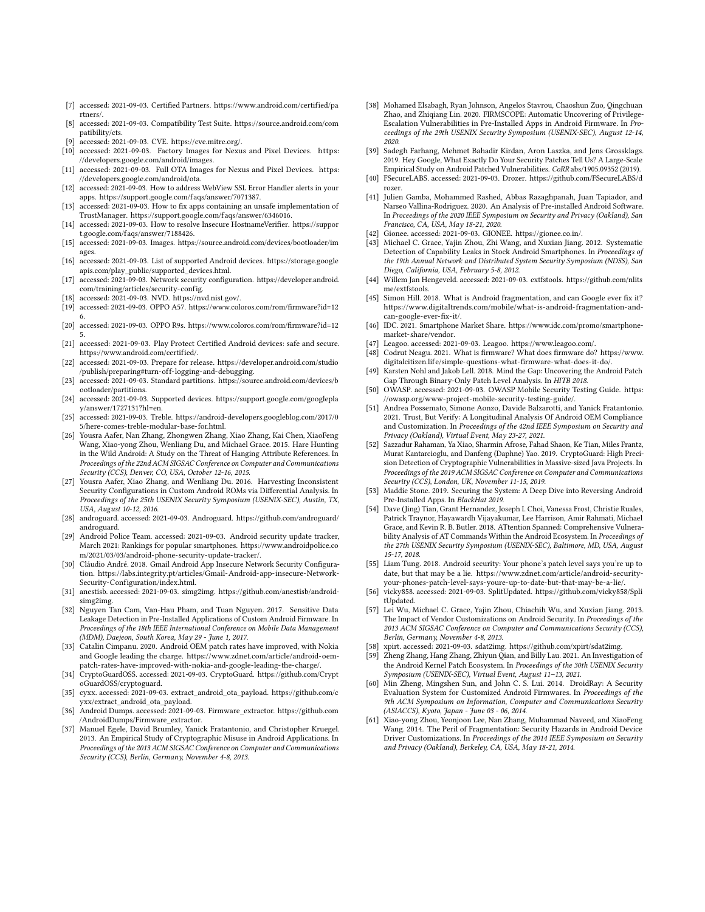[7] accessed: 2021-09-03. Certified Partners. https://www.android.com/certified/partners/.

[8] accessed: 2021-09-03. Compatibility Test Suite. https://source.android.com/compatibility/cts.

[9] accessed: 2021-09-03. CVE. https://cve.mitre.org/.

[10] accessed: 2021-09-03. Factory Images for Nexus and Pixel Devices. https://developers.google.com/android/images.

[11] accessed: 2021-09-03. Full OTA Images for Nexus and Pixel Devices. https://developers.google.com/android/ota.

[12] accessed: 2021-09-03. How to address WebView SSL Error Handler alerts in your apps. https://support.google.com/faqs/answer/7071387.

[13] accessed: 2021-09-03. How to fix apps containing an unsafe implementation of TrustManager. https://support.google.com/faqs/answer/6346016.

[14] accessed: 2021-09-03. How to resolve Insecure HostnameVerifier. https://support.google.com/faqs/answer/7188426.

[15] accessed: 2021-09-03. Images. https://source.android.com/devices/bootloader/images.

[16] accessed: 2021-09-03. List of supported Android devices. https://storage.googleapis.com/play_public/supported_devices.html.

[17] accessed: 2021-09-03. Network security configuration. https://developer.android.com/training/articles/security-config.

[18] accessed: 2021-09-03. NVD. https://nvd.nist.gov/.

[19] accessed: 2021-09-03. OPPO A57. https://www.coloros.com/rom/firmware?id=126.

[20] accessed: 2021-09-03. OPPO R9s. https://www.coloros.com/rom/firmware?id=125.

[21] accessed: 2021-09-03. Play Protect Certified Android devices: safe and secure. https://www.android.com/certified/.

[22] accessed: 2021-09-03. Prepare for release. https://developer.android.com/studio/publish/preparing#turn-off-logging-and-debugging.

[23] accessed: 2021-09-03. Standard partitions. https://source.android.com/devices/bootloader/partitions.

[24] accessed: 2021-09-03. Supported devices. https://support.google.com/googleplay/answer/1727131?hl=en.

[25] accessed: 2021-09-03. Treble. https://android-developers.googleblog.com/2017/05/here-comes-treble-modular-base-for.html.

[26] Yousra Aafer, Nan Zhang, Zhongwen Zhang, Xiao Zhang, Kai Chen, XiaoFeng Wang, Xiao-yong Zhou, Wenliang Du, and Michael Grace. 2015. Hare Hunting in the Wild Android: A Study on the Threat of Hanging Attribute References. In *Proceedings of the 22nd ACM SIGSAC Conference on Computer and Communications Security (CCS), Denver, CO, USA, October 12-16, 2015.*

[27] Yousra Aafer, Xiao Zhang, and Wenliang Du. 2016. Harvesting Inconsistent Security Configurations in Custom Android ROMs via Differential Analysis. In *Proceedings of the 25th USENIX Security Symposium (USENIX-SEC), Austin, TX, USA, August 10-12, 2016.*

[28] androguard. accessed: 2021-09-03. Androguard. https://github.com/androguard/androguard.

[29] Android Police Team. accessed: 2021-09-03. Android security update tracker, March 2021: Rankings for popular smartphones. https://www.androidpolice.com/2021/03/03/android-phone-security-update-tracker/.

[30] Cláudio André. 2018. Gmail Android App Insecure Network Security Configuration. https://labs.integrity.pt/articles/Gmail-Android-app-insecure-Network-Security-Configuration/index.html.

[31] anestisb. accessed: 2021-09-03. simg2img. https://github.com/anestisb/android-simg2img.

[32] Nguyen Tan Cam, Van-Hau Pham, and Tuan Nguyen. 2017. Sensitive Data Leakage Detection in Pre-Installed Applications of Custom Android Firmware. In *Proceedings of the 18th IEEE International Conference on Mobile Data Management (MDM), Daejeon, South Korea, May 29 - June 1, 2017.*

[33] Catalin Cimpanu. 2020. Android OEM patch rates have improved, with Nokia and Google leading the charge. https://www.zdnet.com/article/android-oem-patch-rates-have-improved-with-nokia-and-google-leading-the-charge/.

[34] CryptoGuardOSS. accessed: 2021-09-03. CryptoGuard. https://github.com/CryptoGuardOSS/cryptoguard.

[35] cyxx. accessed: 2021-09-03. extract_android_ota_payload. https://github.com/cyxx/extract_android_ota_payload.

[36] Android Dumps. accessed: 2021-09-03. Firmware_extractor. https://github.com/AndroidDumps/Firmware_extractor.

[37] Manuel Egele, David Brumley, Yanick Fratantonio, and Christopher Kruegel. 2013. An Empirical Study of Cryptographic Misuse in Android Applications. In *Proceedings of the 2013 ACM SIGSAC Conference on Computer and Communications Security (CCS), Berlin, Germany, November 4-8, 2013.*

[38] Mohamed Elsabagh, Ryan Johnson, Angelos Stavrou, Chaoshun Zuo, Qingchuan Zhao, and Zhiqiang Lin. 2020. FIRMSCOPE: Automatic Uncovering of Privilege-Escalation Vulnerabilities in Pre-Installed Apps in Android Firmware. In *Proceedings of the 29th USENIX Security Symposium (USENIX-SEC), August 12-14, 2020.*

[39] Sadegh Farhang, Mehmet Bahadir Kirdan, Aron Laszka, and Jens Grossklags. 2019. Hey Google, What Exactly Do Your Security Patches Tell Us? A Large-Scale Empirical Study on Android Patched Vulnerabilities. *CoRR* abs/1905.09352 (2019).

[40] FSecureLABS. accessed: 2021-09-03. Drozer. https://github.com/FSecureLABS/drozer.

[41] Julien Gamba, Mohammed Rashed, Abbas Razaghpanah, Juan Tapiador, and Narseo Vallina-Rodriguez. 2020. An Analysis of Pre-installed Android Software. In *Proceedings of the 2020 IEEE Symposium on Security and Privacy (Oakland), San Francisco, CA, USA, May 18-21, 2020.*

[42] Gionee. accessed: 2021-09-03. GIONEE. https://gionee.co.in/.

[43] Michael C. Grace, Yajin Zhou, Zhi Wang, and Xuxian Jiang. 2012. Systematic Detection of Capability Leaks in Stock Android Smartphones. In *Proceedings of the 19th Annual Network and Distributed System Security Symposium (NDSS), San Diego, California, USA, February 5-8, 2012.*

[44] Willem Jan Hengeveld. accessed: 2021-09-03. extfstools. https://github.com/nlitsme/extfstools.

[45] Simon Hill. 2018. What is Android fragmentation, and can Google ever fix it? https://www.digitaltrends.com/mobile/what-is-android-fragmentation-and-can-google-ever-fix-it/.

[46] IDC. 2021. Smartphone Market Share. https://www.idc.com/promo/smartphone-market-share/vendor.

[47] Leagoo. accessed: 2021-09-03. Leagoo. https://www.leagoo.com/.

[48] Codrut Neagu. 2021. What is firmware? What does firmware do? https://www.digitalcitizen.life/simple-questions-what-firmware-what-does-it-do/.

[49] Karsten Nohl and Jakob Lell. 2018. Mind the Gap: Uncovering the Android Patch Gap Through Binary-Only Patch Level Analysis. In *HITB 2018*.

[50] OWASP. accessed: 2021-09-03. OWASP Mobile Security Testing Guide. https://owasp.org/www-project-mobile-security-testing-guide/.

[51] Andrea Possemato, Simone Aonzo, Davide Balzarotti, and Yanick Fratantonio. 2021. Trust, But Verify: A Longitudinal Analysis Of Android OEM Compliance and Customization. In *Proceedings of the 42nd IEEE Symposium on Security and Privacy (Oakland), Virtual Event, May 23-27, 2021.*

[52] Sazzadur Rahaman, Ya Xiao, Sharmin Afrose, Fahad Shaon, Ke Tian, Miles Frantz, Murat Kantarcioglu, and Danfeng (Daphne) Yao. 2019. CryptoGuard: High Precision Detection of Cryptographic Vulnerabilities in Massive-sized Java Projects. In *Proceedings of the 2019 ACM SIGSAC Conference on Computer and Communications Security (CCS), London, UK, November 11-15, 2019.*

[53] Maddie Stone. 2019. Securing the System: A Deep Dive into Reversing Android Pre-Installed Apps. In *BlackHat 2019*.

[54] Dave (Jing) Tian, Grant Hernandez, Joseph I. Choi, Vanessa Frost, Christie Ruales, Patrick Traynor, Hayawardh Vijayakumar, Lee Harrison, Amir Rahmati, Michael Grace, and Kevin R. B. Butler. 2018. ATtention Spanned: Comprehensive Vulnerability Analysis of AT Commands Within the Android Ecosystem. In *Proceedings of the 27th USENIX Security Symposium (USENIX-SEC), Baltimore, MD, USA, August 15-17, 2018.*

[55] Liam Tung. 2018. Android security: Your phone's patch level says you're up to date, but that may be a lie. https://www.zdnet.com/article/android-security-your-phones-patch-level-says-youre-up-to-date-but-that-may-be-a-lie/.

[56] vicky858. accessed: 2021-09-03. SplitUpdated. https://github.com/vicky858/SplitUpdated.

[57] Lei Wu, Michael C. Grace, Yajin Zhou, Chiachih Wu, and Xuxian Jiang. 2013. The Impact of Vendor Customizations on Android Security. In *Proceedings of the 2013 ACM SIGSAC Conference on Computer and Communications Security (CCS), Berlin, Germany, November 4-8, 2013.*

[58] xpirt. accessed: 2021-09-03. sdat2img. https://github.com/xpirt/sdat2img.

[59] Zheng Zhang, Hang Zhang, Zhiyun Qian, and Billy Lau. 2021. An Investigation of the Android Kernel Patch Ecosystem. In *Proceedings of the 30th USENIX Security Symposium (USENIX-SEC), Virtual Event, August 11–13, 2021.*

[60] Min Zheng, Mingshen Sun, and John C. S. Lui. 2014. DroidRay: A Security Evaluation System for Customized Android Firmwares. In *Proceedings of the 9th ACM Symposium on Information, Computer and Communications Security (ASIACCS), Kyoto, Japan - June 03 - 06, 2014.*

[61] Xiao-yong Zhou, Yeonjoon Lee, Nan Zhang, Muhammad Naveed, and XiaoFeng Wang. 2014. The Peril of Fragmentation: Security Hazards in Android Device Driver Customizations. In *Proceedings of the 2014 IEEE Symposium on Security and Privacy (Oakland), Berkeley, CA, USA, May 18-21, 2014.*